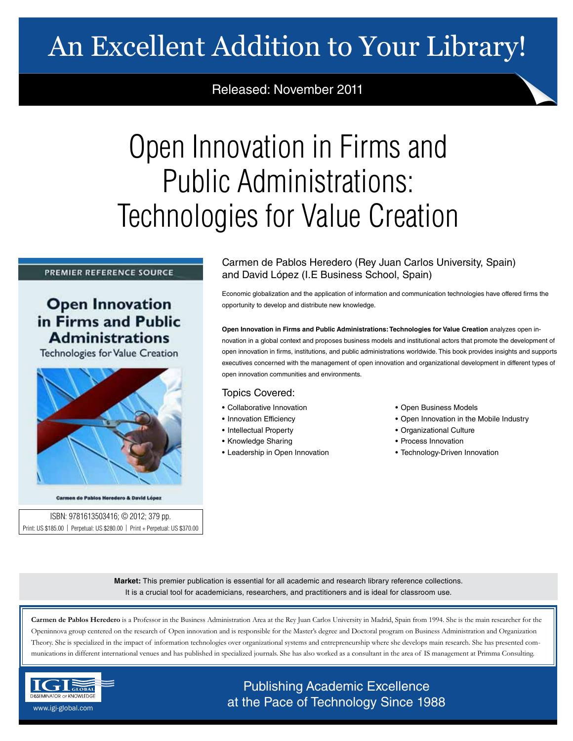# An Excellent Addition to Your Library!

Released: November 2011

# Open Innovation in Firms and Public Administrations: Technologies for Value Creation

PREMIER REFERENCE SOURCE

**Open Innovation in Firms and Public Administrations**

Technologies for Value Creation

Carmen de Pablos Heredero & David López

ISBN: 9781613503416; © 2012; 379 pp.

Print: US $185.00 | Perpetual: US $280.00 | Print + Perpetual: US $370.00

Carmen de Pablos Heredero (Rey Juan Carlos University, Spain) and David López (I.E Business School, Spain)

Economic globalization and the application of information and communication technologies have offered firms the opportunity to develop and distribute new knowledge.

**Open Innovation in Firms and Public Administrations: Technologies for Value Creation** analyzes open innovation in a global context and proposes business models and institutional actors that promote the development of open innovation in firms, institutions, and public administrations worldwide. This book provides insights and supports executives concerned with the management of open innovation and organizational development in different types of open innovation communities and environments.

## Topics Covered:

- Collaborative Innovation
- Innovation Efficiency
- Intellectual Property
- Knowledge Sharing
- Leadership in Open Innovation
- Open Business Models
- Open Innovation in the Mobile Industry
- Organizational Culture
- Process Innovation
- Technology-Driven Innovation

**Market:** This premier publication is essential for all academic and research library reference collections. It is a crucial tool for academicians, researchers, and practitioners and is ideal for classroom use.

**Carmen de Pablos Heredero** is a Professor in the Business Administration Area at the Rey Juan Carlos University in Madrid, Spain from 1994. She is the main researcher for the Openinnova group centered on the research of Open innovation and is responsible for the Master's degree and Doctoral program on Business Administration and Organization Theory. She is specialized in the impact of information technologies over organizational systems and entrepreneurship where she develops main research. She has presented communications in different international venues and has published in specialized journals. She has also worked as a consultant in the area of IS management at Primma Consulting.

IGI GLOBAL DISSEMINATOR OF KNOWLEDGE

www.igi-global.com

Publishing Academic Excellence at the Pace of Technology Since 1988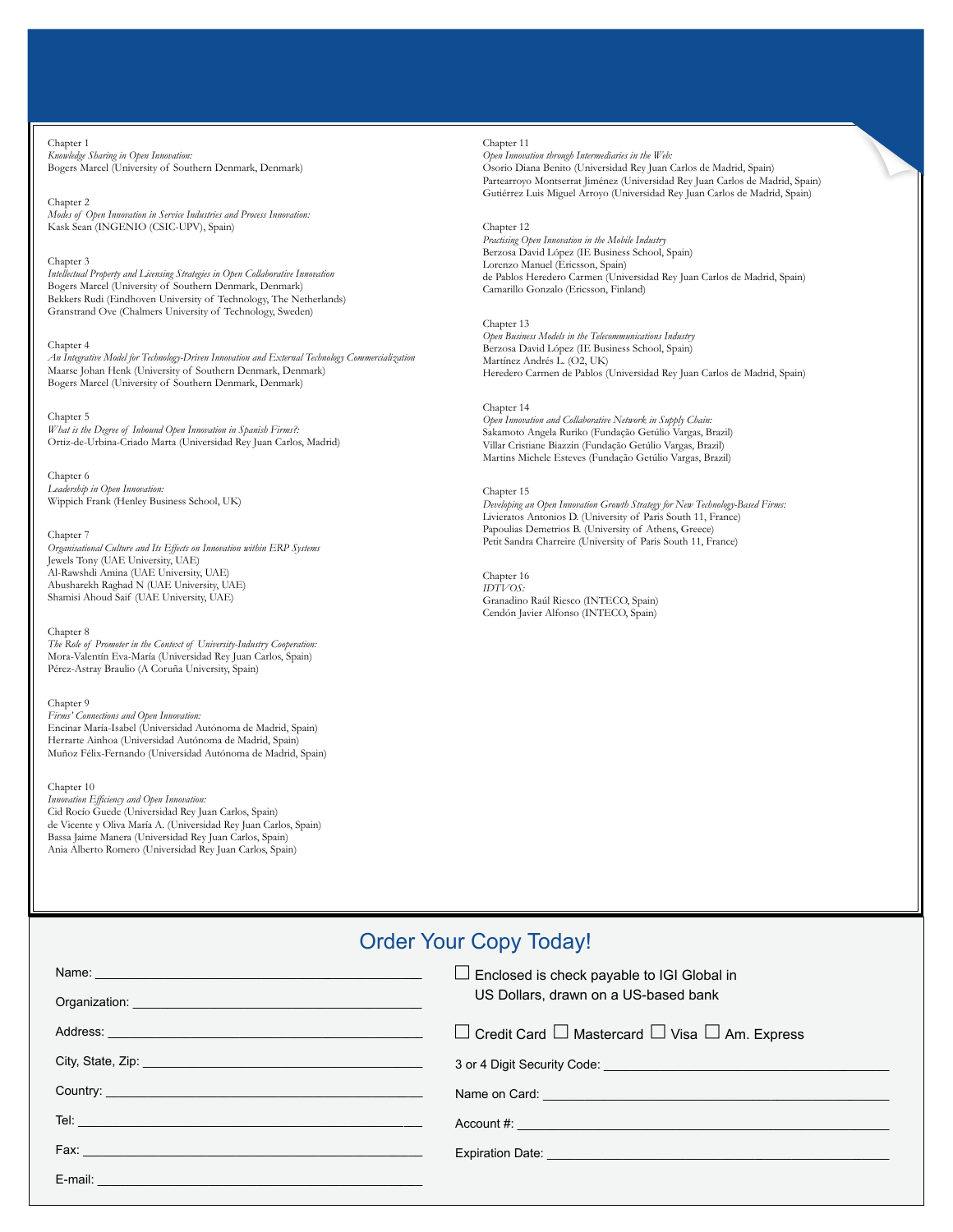Chapter 1
*Knowledge Sharing in Open Innovation:*
Bogers Marcel (University of Southern Denmark, Denmark)

Chapter 2
*Modes of Open Innovation in Service Industries and Process Innovation:*
Kask Sean (INGENIO (CSIC-UPV), Spain)

Chapter 3
*Intellectual Property and Licensing Strategies in Open Collaborative Innovation*
Bogers Marcel (University of Southern Denmark, Denmark)
Bekkers Rudi (Eindhoven University of Technology, The Netherlands)
Granstrand Ove (Chalmers University of Technology, Sweden)

Chapter 4
*An Integrative Model for Technology-Driven Innovation and External Technology Commercialization*
Maarse Johan Henk (University of Southern Denmark, Denmark)
Bogers Marcel (University of Southern Denmark, Denmark)

Chapter 5
*What is the Degree of Inbound Open Innovation in Spanish Firms?:*
Ortiz-de-Urbina-Criado Marta (Universidad Rey Juan Carlos, Madrid)

Chapter 6
*Leadership in Open Innovation:*
Wippich Frank (Henley Business School, UK)

Chapter 7
*Organisational Culture and Its Effects on Innovation within ERP Systems*
Jewels Tony (UAE University, UAE)
Al-Rawshdi Amina (UAE University, UAE)
Abusharekh Raghad N (UAE University, UAE)
Shamisi Ahoud Saif (UAE University, UAE)

Chapter 8
*The Role of Promoter in the Context of University-Industry Cooperation:*
Mora-Valentín Eva-María (Universidad Rey Juan Carlos, Spain)
Pérez-Astray Braulio (A Coruña University, Spain)

Chapter 9
*Firms' Connections and Open Innovation:*
Encinar María-Isabel (Universidad Autónoma de Madrid, Spain)
Herrarte Ainhoa (Universidad Autónoma de Madrid, Spain)
Muñoz Félix-Fernando (Universidad Autónoma de Madrid, Spain)

Chapter 10
*Innovation Efficiency and Open Innovation:*
Cid Rocío Guede (Universidad Rey Juan Carlos, Spain)
de Vicente y Oliva María A. (Universidad Rey Juan Carlos, Spain)
Bassa Jaime Manera (Universidad Rey Juan Carlos, Spain)
Ania Alberto Romero (Universidad Rey Juan Carlos, Spain)

Chapter 11
*Open Innovation through Intermediaries in the Web:*
Osorio Diana Benito (Universidad Rey Juan Carlos de Madrid, Spain)
Partearroyo Montserrat Jiménez (Universidad Rey Juan Carlos de Madrid, Spain)
Gutiérrez Luis Miguel Arroyo (Universidad Rey Juan Carlos de Madrid, Spain)

Chapter 12
*Practising Open Innovation in the Mobile Industry*
Berzosa David López (IE Business School, Spain)
Lorenzo Manuel (Ericsson, Spain)
de Pablos Heredero Carmen (Universidad Rey Juan Carlos de Madrid, Spain)
Camarillo Gonzalo (Ericsson, Finland)

Chapter 13
*Open Business Models in the Telecommunications Industry*
Berzosa David López (IE Business School, Spain)
Martínez Andrés L. (O2, UK)
Heredero Carmen de Pablos (Universidad Rey Juan Carlos de Madrid, Spain)

Chapter 14
*Open Innovation and Collaborative Network in Supply Chain:*
Sakamoto Angela Ruriko (Fundação Getúlio Vargas, Brazil)
Villar Cristiane Biazzin (Fundação Getúlio Vargas, Brazil)
Martins Michele Esteves (Fundação Getúlio Vargas, Brazil)

Chapter 15
*Developing an Open Innovation Growth Strategy for New Technology-Based Firms:*
Livieratos Antonios D. (University of Paris South 11, France)
Papoulias Demetrios B. (University of Athens, Greece)
Petit Sandra Charreire (University of Paris South 11, France)

Chapter 16
*IDTVOS:*
Granadino Raúl Riesco (INTECO, Spain)
Cendón Javier Alfonso (INTECO, Spain)

## Order Your Copy Today!

Name: ____________________

Organization: ____________________

Address: ____________________

City, State, Zip: ____________________

Country: ____________________

Tel: ____________________

Fax: ____________________

E-mail: ____________________

☐ Enclosed is check payable to IGI Global in US Dollars, drawn on a US-based bank

☐ Credit Card ☐ Mastercard ☐ Visa ☐ Am. Express

3 or 4 Digit Security Code: ____________________

Name on Card: ____________________

Account #: ____________________

Expiration Date: ____________________